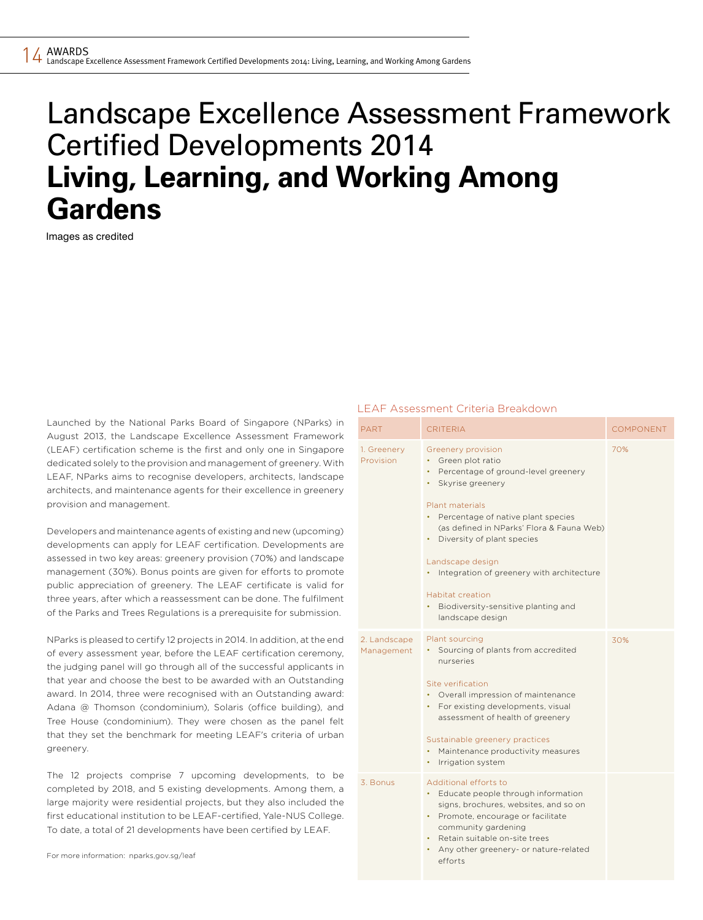# Landscape Excellence Assessment Framework Certified Developments 2014
# **Living, Learning, and Working Among Gardens**

Images as credited

Launched by the National Parks Board of Singapore (NParks) in August 2013, the Landscape Excellence Assessment Framework (LEAF) certification scheme is the first and only one in Singapore dedicated solely to the provision and management of greenery. With LEAF, NParks aims to recognise developers, architects, landscape architects, and maintenance agents for their excellence in greenery provision and management.

Developers and maintenance agents of existing and new (upcoming) developments can apply for LEAF certification. Developments are assessed in two key areas: greenery provision (70%) and landscape management (30%). Bonus points are given for efforts to promote public appreciation of greenery. The LEAF certificate is valid for three years, after which a reassessment can be done. The fulfilment of the Parks and Trees Regulations is a prerequisite for submission.

NParks is pleased to certify 12 projects in 2014. In addition, at the end of every assessment year, before the LEAF certification ceremony, the judging panel will go through all of the successful applicants in that year and choose the best to be awarded with an Outstanding award. In 2014, three were recognised with an Outstanding award: Adana @ Thomson (condominium), Solaris (office building), and Tree House (condominium). They were chosen as the panel felt that they set the benchmark for meeting LEAF's criteria of urban greenery.

The 12 projects comprise 7 upcoming developments, to be completed by 2018, and 5 existing developments. Among them, a large majority were residential projects, but they also included the first educational institution to be LEAF-certified, Yale-NUS College. To date, a total of 21 developments have been certified by LEAF.

For more information: nparks.gov.sg/leaf

## LEAF Assessment Criteria Breakdown

| PART | CRITERIA | COMPONENT |
|---|---|---|
| 1. Greenery Provision | Greenery provision<br>• Green plot ratio<br>• Percentage of ground-level greenery<br>• Skyrise greenery<br><br>Plant materials<br>• Percentage of native plant species (as defined in NParks' Flora & Fauna Web)<br>• Diversity of plant species<br><br>Landscape design<br>• Integration of greenery with architecture<br><br>Habitat creation<br>• Biodiversity-sensitive planting and landscape design | 70% |
| 2. Landscape Management | Plant sourcing<br>• Sourcing of plants from accredited nurseries<br><br>Site verification<br>• Overall impression of maintenance<br>• For existing developments, visual assessment of health of greenery<br><br>Sustainable greenery practices<br>• Maintenance productivity measures<br>• Irrigation system | 30% |
| 3. Bonus | Additional efforts to<br>• Educate people through information signs, brochures, websites, and so on<br>• Promote, encourage or facilitate community gardening<br>• Retain suitable on-site trees<br>• Any other greenery- or nature-related efforts | |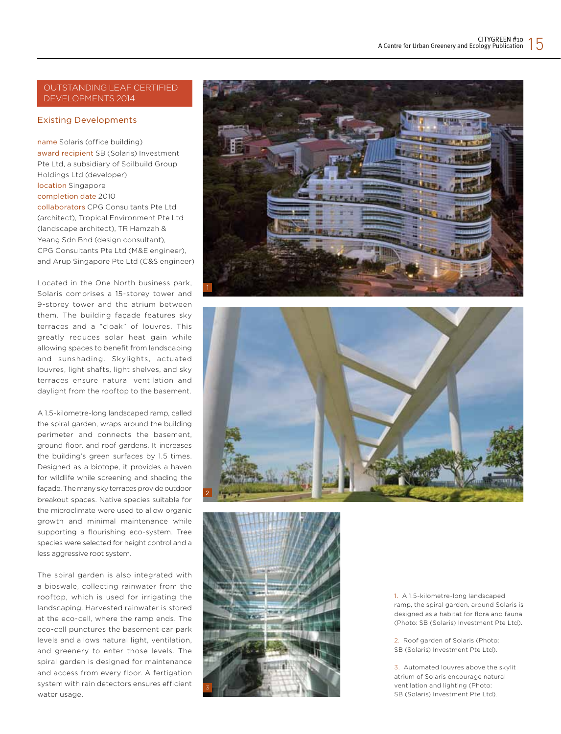OUTSTANDING LEAF CERTIFIED DEVELOPMENTS 2014

## Existing Developments

name Solaris (office building)
award recipient SB (Solaris) Investment Pte Ltd, a subsidiary of Soilbuild Group Holdings Ltd (developer)
location Singapore
completion date 2010
collaborators CPG Consultants Pte Ltd (architect), Tropical Environment Pte Ltd (landscape architect), TR Hamzah & Yeang Sdn Bhd (design consultant), CPG Consultants Pte Ltd (M&E engineer), and Arup Singapore Pte Ltd (C&S engineer)

Located in the One North business park, Solaris comprises a 15-storey tower and 9-storey tower and the atrium between them. The building façade features sky terraces and a "cloak" of louvres. This greatly reduces solar heat gain while allowing spaces to benefit from landscaping and sunshading. Skylights, actuated louvres, light shafts, light shelves, and sky terraces ensure natural ventilation and daylight from the rooftop to the basement.

A 1.5-kilometre-long landscaped ramp, called the spiral garden, wraps around the building perimeter and connects the basement, ground floor, and roof gardens. It increases the building's green surfaces by 1.5 times. Designed as a biotope, it provides a haven for wildlife while screening and shading the façade. The many sky terraces provide outdoor breakout spaces. Native species suitable for the microclimate were used to allow organic growth and minimal maintenance while supporting a flourishing eco-system. Tree species were selected for height control and a less aggressive root system.

The spiral garden is also integrated with a bioswale, collecting rainwater from the rooftop, which is used for irrigating the landscaping. Harvested rainwater is stored at the eco-cell, where the ramp ends. The eco-cell punctures the basement car park levels and allows natural light, ventilation, and greenery to enter those levels. The spiral garden is designed for maintenance and access from every floor. A fertigation system with rain detectors ensures efficient water usage.

1. A 1.5-kilometre-long landscaped ramp, the spiral garden, around Solaris is designed as a habitat for flora and fauna (Photo: SB (Solaris) Investment Pte Ltd).

2. Roof garden of Solaris (Photo: SB (Solaris) Investment Pte Ltd).

3. Automated louvres above the skylit atrium of Solaris encourage natural ventilation and lighting (Photo: SB (Solaris) Investment Pte Ltd).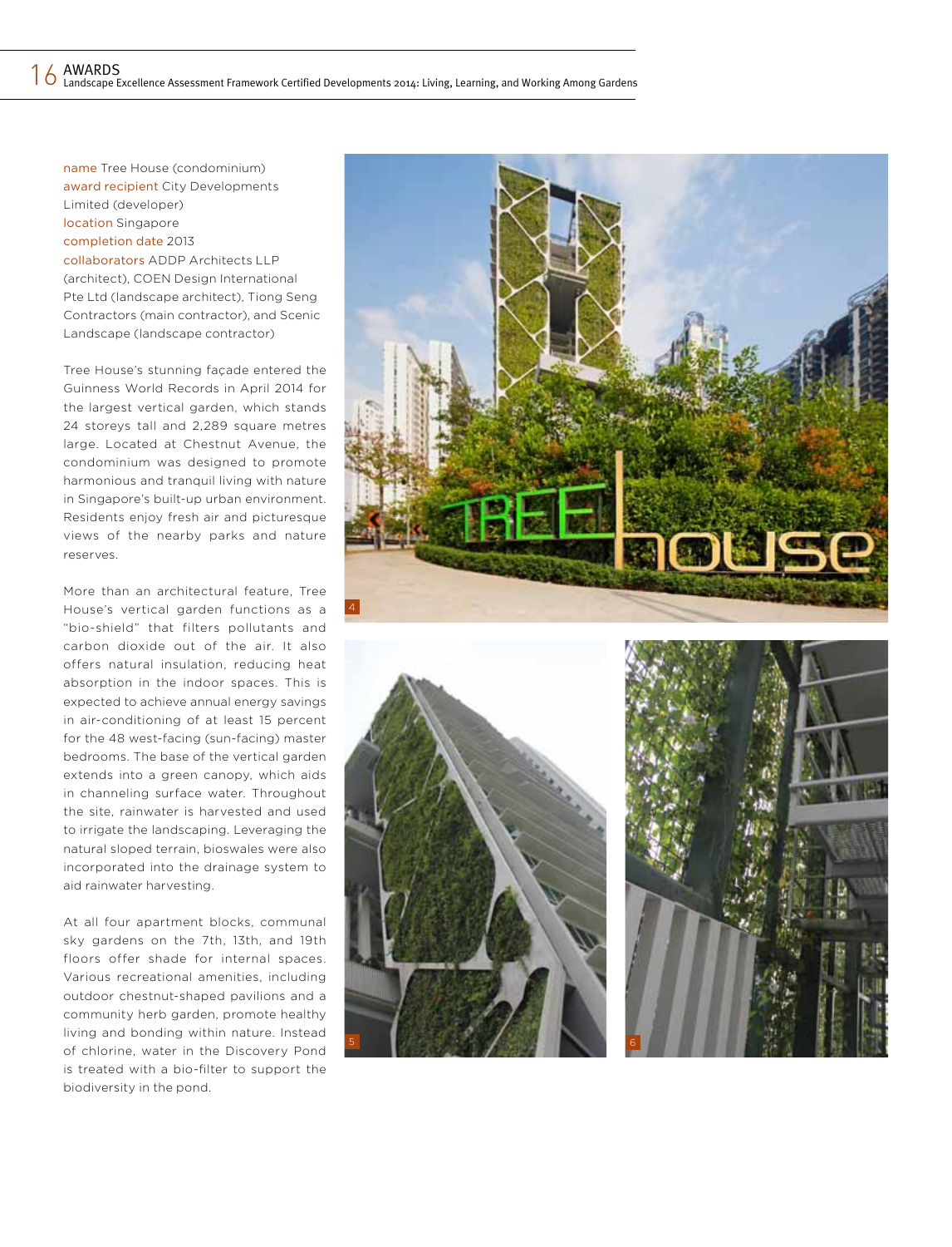name Tree House (condominium)
award recipient City Developments Limited (developer)
location Singapore
completion date 2013
collaborators ADDP Architects LLP (architect), COEN Design International Pte Ltd (landscape architect), Tiong Seng Contractors (main contractor), and Scenic Landscape (landscape contractor)

Tree House's stunning façade entered the Guinness World Records in April 2014 for the largest vertical garden, which stands 24 storeys tall and 2,289 square metres large. Located at Chestnut Avenue, the condominium was designed to promote harmonious and tranquil living with nature in Singapore's built-up urban environment. Residents enjoy fresh air and picturesque views of the nearby parks and nature reserves.

More than an architectural feature, Tree House's vertical garden functions as a "bio-shield" that filters pollutants and carbon dioxide out of the air. It also offers natural insulation, reducing heat absorption in the indoor spaces. This is expected to achieve annual energy savings in air-conditioning of at least 15 percent for the 48 west-facing (sun-facing) master bedrooms. The base of the vertical garden extends into a green canopy, which aids in channeling surface water. Throughout the site, rainwater is harvested and used to irrigate the landscaping. Leveraging the natural sloped terrain, bioswales were also incorporated into the drainage system to aid rainwater harvesting.

At all four apartment blocks, communal sky gardens on the 7th, 13th, and 19th floors offer shade for internal spaces. Various recreational amenities, including outdoor chestnut-shaped pavilions and a community herb garden, promote healthy living and bonding within nature. Instead of chlorine, water in the Discovery Pond is treated with a bio-filter to support the biodiversity in the pond.

4

5

6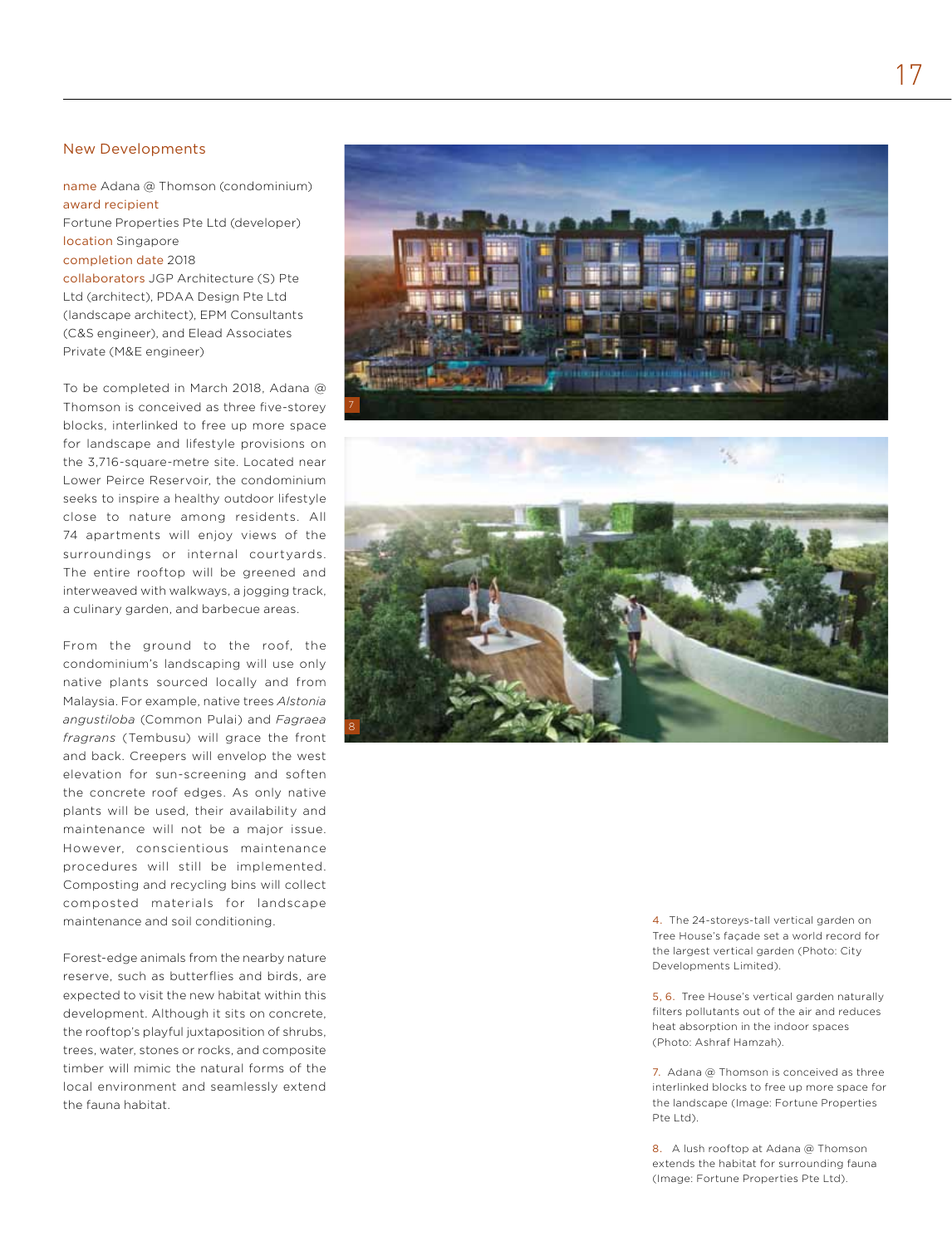## New Developments

name Adana @ Thomson (condominium)
award recipient
Fortune Properties Pte Ltd (developer)
location Singapore
completion date 2018
collaborators JGP Architecture (S) Pte Ltd (architect), PDAA Design Pte Ltd (landscape architect), EPM Consultants (C&S engineer), and Elead Associates Private (M&E engineer)

To be completed in March 2018, Adana @ Thomson is conceived as three five-storey blocks, interlinked to free up more space for landscape and lifestyle provisions on the 3,716-square-metre site. Located near Lower Peirce Reservoir, the condominium seeks to inspire a healthy outdoor lifestyle close to nature among residents. All 74 apartments will enjoy views of the surroundings or internal courtyards. The entire rooftop will be greened and interweaved with walkways, a jogging track, a culinary garden, and barbecue areas.

From the ground to the roof, the condominium's landscaping will use only native plants sourced locally and from Malaysia. For example, native trees *Alstonia angustiloba* (Common Pulai) and *Fagraea fragrans* (Tembusu) will grace the front and back. Creepers will envelop the west elevation for sun-screening and soften the concrete roof edges. As only native plants will be used, their availability and maintenance will not be a major issue. However, conscientious maintenance procedures will still be implemented. Composting and recycling bins will collect composted materials for landscape maintenance and soil conditioning.

Forest-edge animals from the nearby nature reserve, such as butterflies and birds, are expected to visit the new habitat within this development. Although it sits on concrete, the rooftop's playful juxtaposition of shrubs, trees, water, stones or rocks, and composite timber will mimic the natural forms of the local environment and seamlessly extend the fauna habitat.

4. The 24-storeys-tall vertical garden on Tree House's façade set a world record for the largest vertical garden (Photo: City Developments Limited).

5, 6. Tree House's vertical garden naturally filters pollutants out of the air and reduces heat absorption in the indoor spaces (Photo: Ashraf Hamzah).

7. Adana @ Thomson is conceived as three interlinked blocks to free up more space for the landscape (Image: Fortune Properties Pte Ltd).

8. A lush rooftop at Adana @ Thomson extends the habitat for surrounding fauna (Image: Fortune Properties Pte Ltd).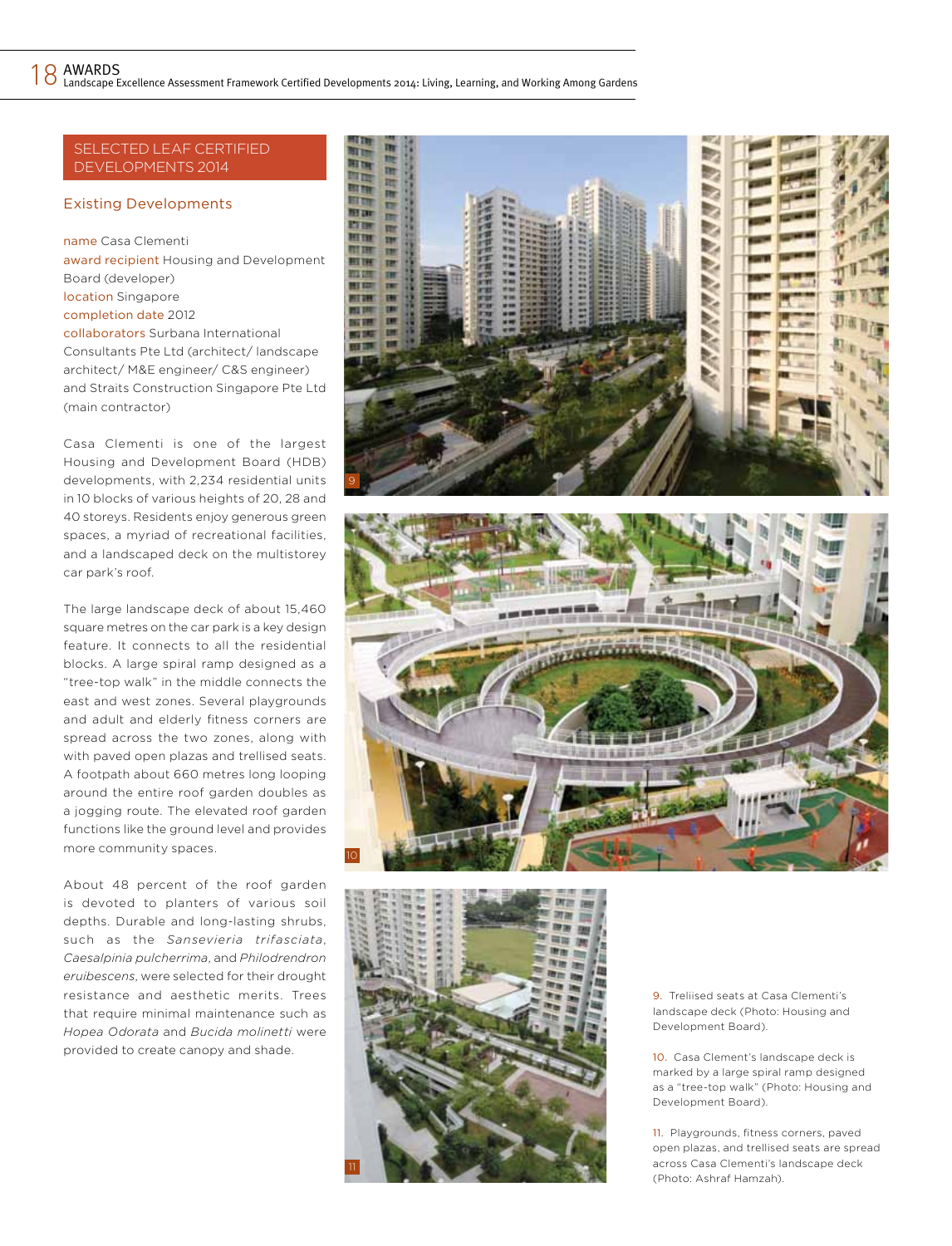## SELECTED LEAF CERTIFIED DEVELOPMENTS 2014

### Existing Developments

name Casa Clementi
award recipient Housing and Development Board (developer)
location Singapore
completion date 2012
collaborators Surbana International Consultants Pte Ltd (architect/ landscape architect/ M&E engineer/ C&S engineer) and Straits Construction Singapore Pte Ltd (main contractor)

Casa Clementi is one of the largest Housing and Development Board (HDB) developments, with 2,234 residential units in 10 blocks of various heights of 20, 28 and 40 storeys. Residents enjoy generous green spaces, a myriad of recreational facilities, and a landscaped deck on the multistorey car park's roof.

The large landscape deck of about 15,460 square metres on the car park is a key design feature. It connects to all the residential blocks. A large spiral ramp designed as a "tree-top walk" in the middle connects the east and west zones. Several playgrounds and adult and elderly fitness corners are spread across the two zones, along with with paved open plazas and trellised seats. A footpath about 660 metres long looping around the entire roof garden doubles as a jogging route. The elevated roof garden functions like the ground level and provides more community spaces.

About 48 percent of the roof garden is devoted to planters of various soil depths. Durable and long-lasting shrubs, such as the *Sansevieria trifasciata*, *Caesalpinia pulcherrima*, and *Philodrendron eruibescens*, were selected for their drought resistance and aesthetic merits. Trees that require minimal maintenance such as *Hopea Odorata* and *Bucida molinetti* were provided to create canopy and shade.

9. Treliised seats at Casa Clementi's landscape deck (Photo: Housing and Development Board).

10. Casa Clement's landscape deck is marked by a large spiral ramp designed as a "tree-top walk" (Photo: Housing and Development Board).

11. Playgrounds, fitness corners, paved open plazas, and trellised seats are spread across Casa Clementi's landscape deck (Photo: Ashraf Hamzah).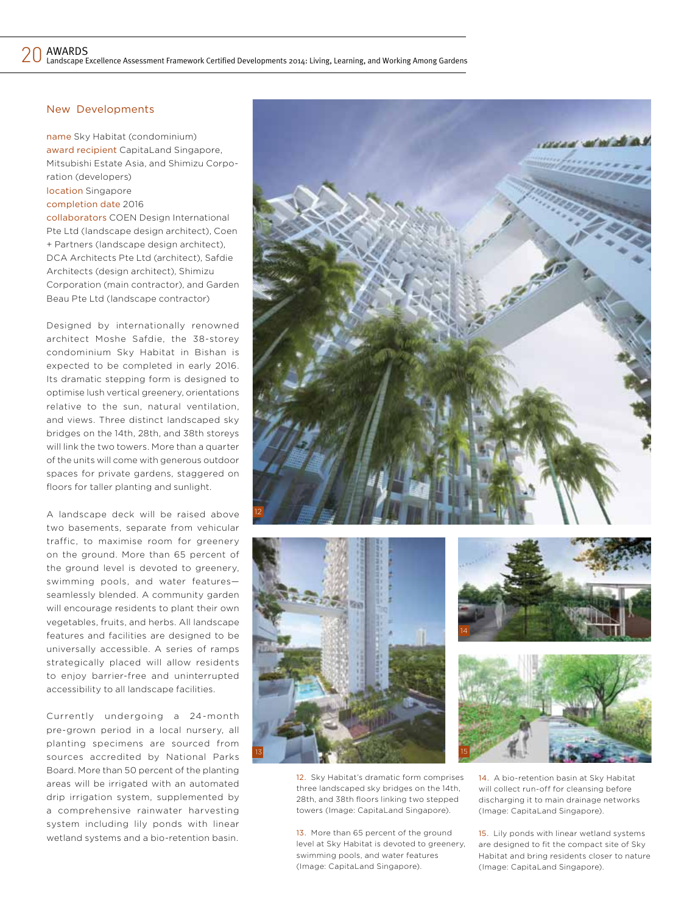## New Developments

name Sky Habitat (condominium)
award recipient CapitaLand Singapore, Mitsubishi Estate Asia, and Shimizu Corporation (developers)
location Singapore
completion date 2016
collaborators COEN Design International Pte Ltd (landscape design architect), Coen + Partners (landscape design architect), DCA Architects Pte Ltd (architect), Safdie Architects (design architect), Shimizu Corporation (main contractor), and Garden Beau Pte Ltd (landscape contractor)

Designed by internationally renowned architect Moshe Safdie, the 38-storey condominium Sky Habitat in Bishan is expected to be completed in early 2016. Its dramatic stepping form is designed to optimise lush vertical greenery, orientations relative to the sun, natural ventilation, and views. Three distinct landscaped sky bridges on the 14th, 28th, and 38th storeys will link the two towers. More than a quarter of the units will come with generous outdoor spaces for private gardens, staggered on floors for taller planting and sunlight.

A landscape deck will be raised above two basements, separate from vehicular traffic, to maximise room for greenery on the ground. More than 65 percent of the ground level is devoted to greenery, swimming pools, and water features—seamlessly blended. A community garden will encourage residents to plant their own vegetables, fruits, and herbs. All landscape features and facilities are designed to be universally accessible. A series of ramps strategically placed will allow residents to enjoy barrier-free and uninterrupted accessibility to all landscape facilities.

Currently undergoing a 24-month pre-grown period in a local nursery, all planting specimens are sourced from sources accredited by National Parks Board. More than 50 percent of the planting areas will be irrigated with an automated drip irrigation system, supplemented by a comprehensive rainwater harvesting system including lily ponds with linear wetland systems and a bio-retention basin.

12. Sky Habitat's dramatic form comprises three landscaped sky bridges on the 14th, 28th, and 38th floors linking two stepped towers (Image: CapitaLand Singapore).

13. More than 65 percent of the ground level at Sky Habitat is devoted to greenery, swimming pools, and water features (Image: CapitaLand Singapore).

14. A bio-retention basin at Sky Habitat will collect run-off for cleansing before discharging it to main drainage networks (Image: CapitaLand Singapore).

15. Lily ponds with linear wetland systems are designed to fit the compact site of Sky Habitat and bring residents closer to nature (Image: CapitaLand Singapore).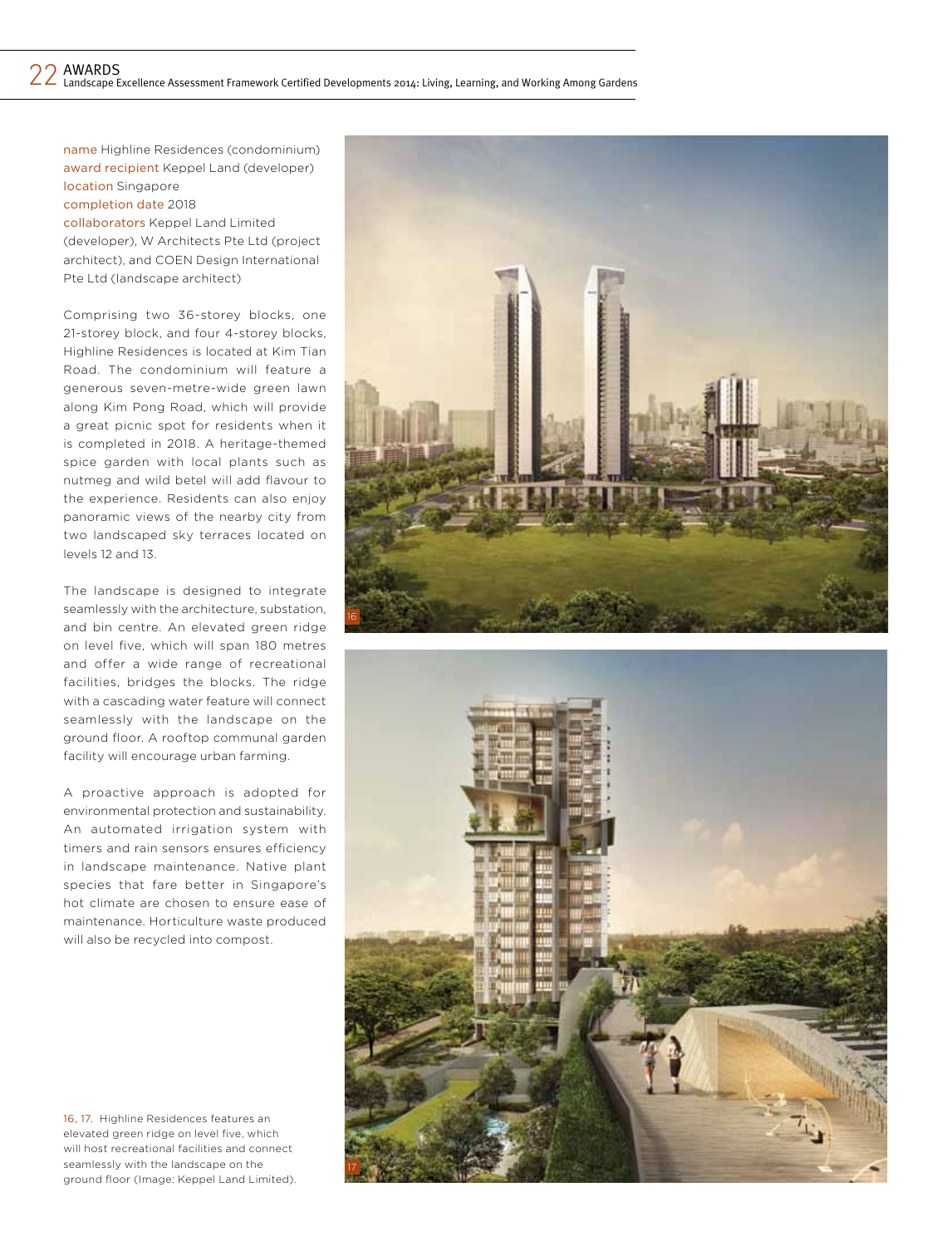name Highline Residences (condominium)
award recipient Keppel Land (developer)
location Singapore
completion date 2018
collaborators Keppel Land Limited (developer), W Architects Pte Ltd (project architect), and COEN Design International Pte Ltd (landscape architect)

Comprising two 36-storey blocks, one 21-storey block, and four 4-storey blocks, Highline Residences is located at Kim Tian Road. The condominium will feature a generous seven-metre-wide green lawn along Kim Pong Road, which will provide a great picnic spot for residents when it is completed in 2018. A heritage-themed spice garden with local plants such as nutmeg and wild betel will add flavour to the experience. Residents can also enjoy panoramic views of the nearby city from two landscaped sky terraces located on levels 12 and 13.

The landscape is designed to integrate seamlessly with the architecture, substation, and bin centre. An elevated green ridge on level five, which will span 180 metres and offer a wide range of recreational facilities, bridges the blocks. The ridge with a cascading water feature will connect seamlessly with the landscape on the ground floor. A rooftop communal garden facility will encourage urban farming.

A proactive approach is adopted for environmental protection and sustainability. An automated irrigation system with timers and rain sensors ensures efficiency in landscape maintenance. Native plant species that fare better in Singapore's hot climate are chosen to ensure ease of maintenance. Horticulture waste produced will also be recycled into compost.

16, 17. Highline Residences features an elevated green ridge on level five, which will host recreational facilities and connect seamlessly with the landscape on the ground floor (Image: Keppel Land Limited).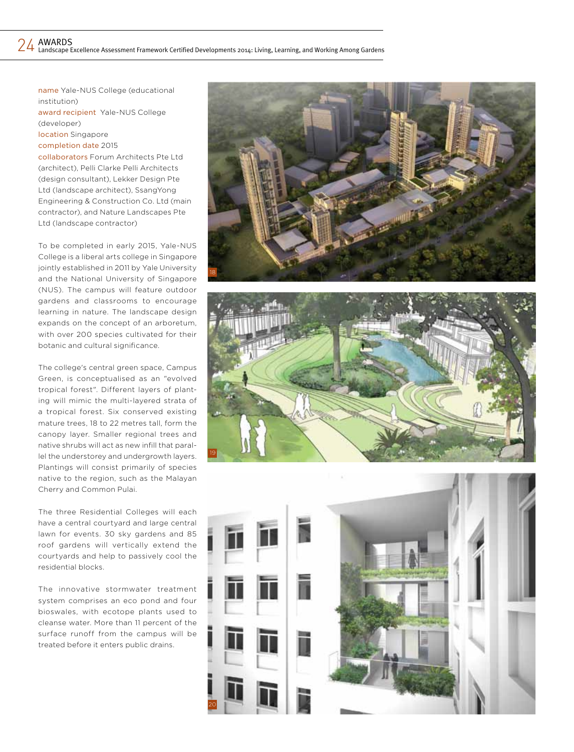**name** Yale-NUS College (educational institution)
**award recipient** Yale-NUS College (developer)
**location** Singapore
**completion date** 2015
**collaborators** Forum Architects Pte Ltd (architect), Pelli Clarke Pelli Architects (design consultant), Lekker Design Pte Ltd (landscape architect), SsangYong Engineering & Construction Co. Ltd (main contractor), and Nature Landscapes Pte Ltd (landscape contractor)

To be completed in early 2015, Yale-NUS College is a liberal arts college in Singapore jointly established in 2011 by Yale University and the National University of Singapore (NUS). The campus will feature outdoor gardens and classrooms to encourage learning in nature. The landscape design expands on the concept of an arboretum, with over 200 species cultivated for their botanic and cultural significance.

The college's central green space, Campus Green, is conceptualised as an "evolved tropical forest". Different layers of planting will mimic the multi-layered strata of a tropical forest. Six conserved existing mature trees, 18 to 22 metres tall, form the canopy layer. Smaller regional trees and native shrubs will act as new infill that parallel the understorey and undergrowth layers. Plantings will consist primarily of species native to the region, such as the Malayan Cherry and Common Pulai.

The three Residential Colleges will each have a central courtyard and large central lawn for events. 30 sky gardens and 85 roof gardens will vertically extend the courtyards and help to passively cool the residential blocks.

The innovative stormwater treatment system comprises an eco pond and four bioswales, with ecotope plants used to cleanse water. More than 11 percent of the surface runoff from the campus will be treated before it enters public drains.

18

19

20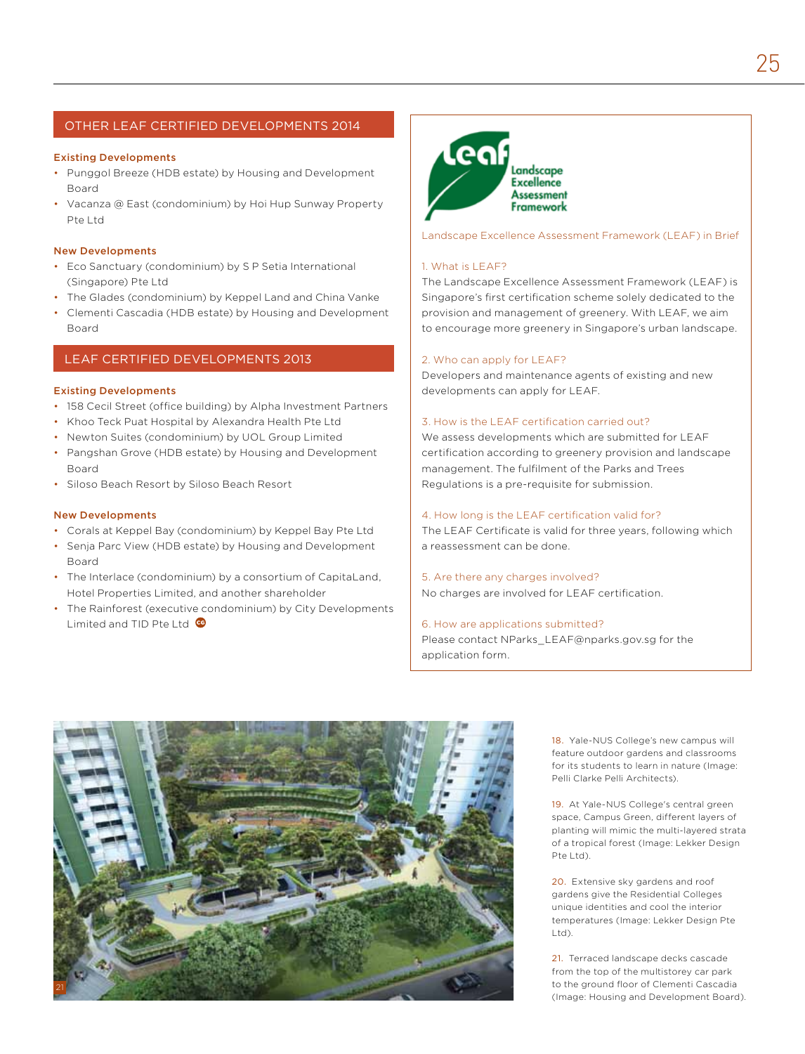## OTHER LEAF CERTIFIED DEVELOPMENTS 2014

**Existing Developments**

- Punggol Breeze (HDB estate) by Housing and Development Board
- Vacanza @ East (condominium) by Hoi Hup Sunway Property Pte Ltd

**New Developments**

- Eco Sanctuary (condominium) by S P Setia International (Singapore) Pte Ltd
- The Glades (condominium) by Keppel Land and China Vanke
- Clementi Cascadia (HDB estate) by Housing and Development Board

## LEAF CERTIFIED DEVELOPMENTS 2013

**Existing Developments**

- 158 Cecil Street (office building) by Alpha Investment Partners
- Khoo Teck Puat Hospital by Alexandra Health Pte Ltd
- Newton Suites (condominium) by UOL Group Limited
- Pangshan Grove (HDB estate) by Housing and Development Board
- Siloso Beach Resort by Siloso Beach Resort

**New Developments**

- Corals at Keppel Bay (condominium) by Keppel Bay Pte Ltd
- Senja Parc View (HDB estate) by Housing and Development Board
- The Interlace (condominium) by a consortium of CapitaLand, Hotel Properties Limited, and another shareholder
- The Rainforest (executive condominium) by City Developments Limited and TID Pte Ltd

Leaf Landscape Excellence Assessment Framework

Landscape Excellence Assessment Framework (LEAF) in Brief

1. What is LEAF?

The Landscape Excellence Assessment Framework (LEAF) is Singapore's first certification scheme solely dedicated to the provision and management of greenery. With LEAF, we aim to encourage more greenery in Singapore's urban landscape.

2. Who can apply for LEAF?

Developers and maintenance agents of existing and new developments can apply for LEAF.

3. How is the LEAF certification carried out?

We assess developments which are submitted for LEAF certification according to greenery provision and landscape management. The fulfilment of the Parks and Trees Regulations is a pre-requisite for submission.

4. How long is the LEAF certification valid for?

The LEAF Certificate is valid for three years, following which a reassessment can be done.

5. Are there any charges involved?

No charges are involved for LEAF certification.

6. How are applications submitted?

Please contact NParks_LEAF@nparks.gov.sg for the application form.

18. Yale-NUS College's new campus will feature outdoor gardens and classrooms for its students to learn in nature (Image: Pelli Clarke Pelli Architects).

19. At Yale-NUS College's central green space, Campus Green, different layers of planting will mimic the multi-layered strata of a tropical forest (Image: Lekker Design Pte Ltd).

20. Extensive sky gardens and roof gardens give the Residential Colleges unique identities and cool the interior temperatures (Image: Lekker Design Pte Ltd).

21. Terraced landscape decks cascade from the top of the multistorey car park to the ground floor of Clementi Cascadia (Image: Housing and Development Board).